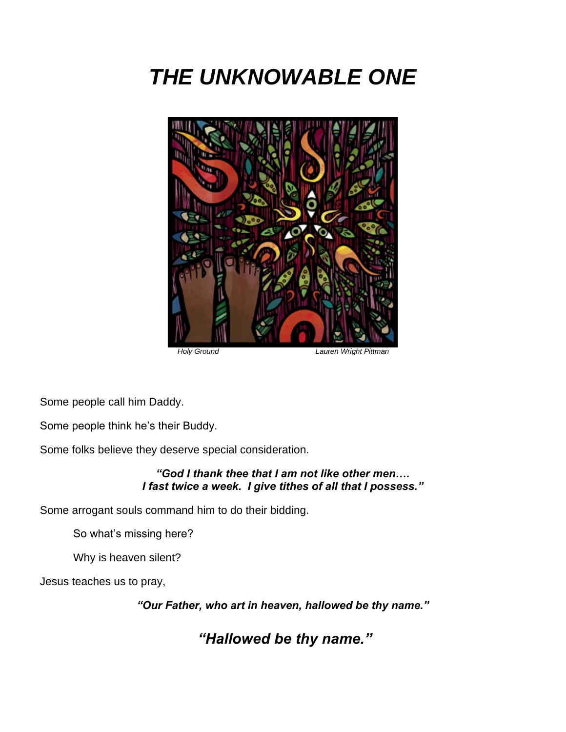# *THE UNKNOWABLE ONE*

*Holy Ground* *Lauren Wright Pittman*

Some people call him Daddy.

Some people think he's their Buddy.

Some folks believe they deserve special consideration.

> ***"God I thank thee that I am not like other men….***
> ***I fast twice a week. I give tithes of all that I possess."***

Some arrogant souls command him to do their bidding.

So what's missing here?

Why is heaven silent?

Jesus teaches us to pray,

> ***"Our Father, who art in heaven, hallowed be thy name."***

## *"Hallowed be thy name."*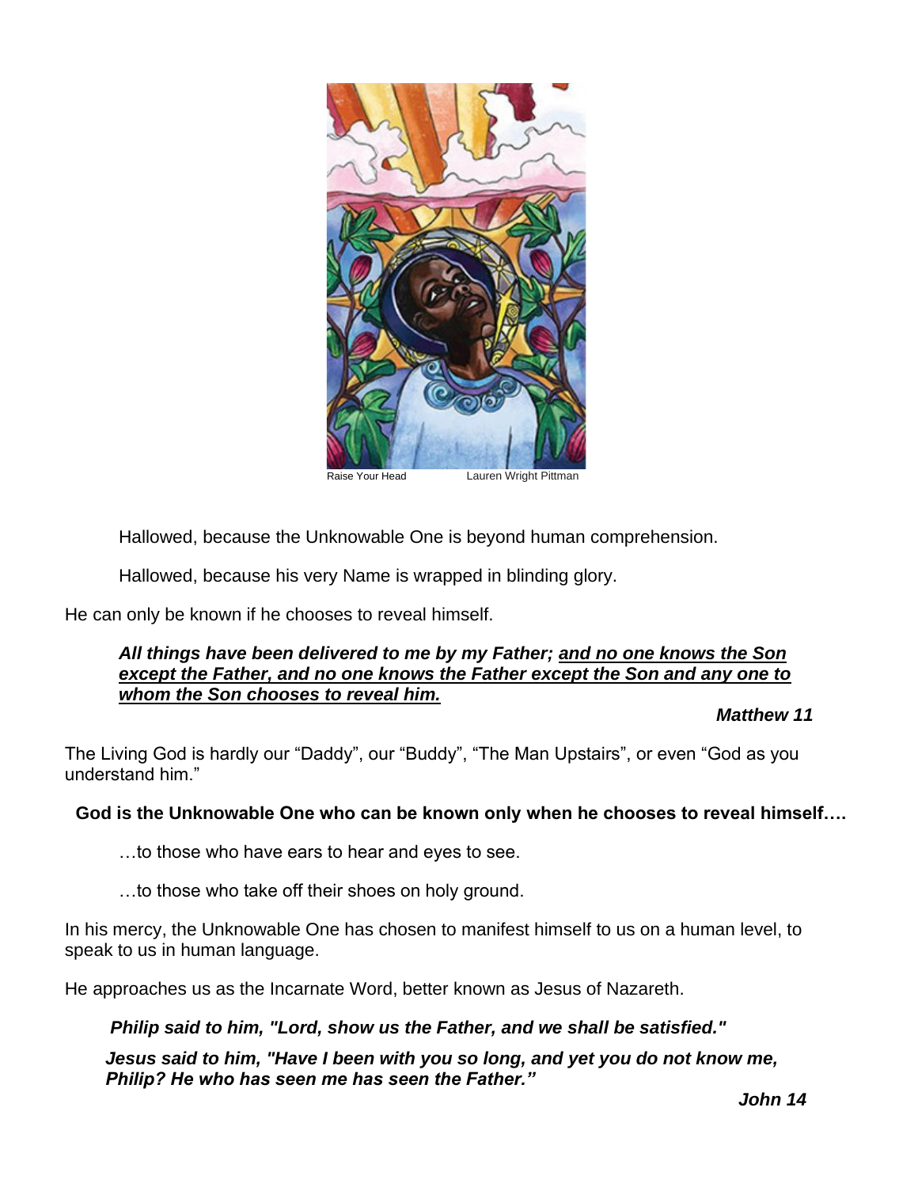Raise Your Head Lauren Wright Pittman

Hallowed, because the Unknowable One is beyond human comprehension.

Hallowed, because his very Name is wrapped in blinding glory.

He can only be known if he chooses to reveal himself.

***All things have been delivered to me by my Father; <u>and no one knows the Son except the Father, and no one knows the Father except the Son and any one to whom the Son chooses to reveal him.</u>***

***Matthew 11***

The Living God is hardly our "Daddy", our "Buddy", "The Man Upstairs", or even "God as you understand him."

**God is the Unknowable One who can be known only when he chooses to reveal himself….**

…to those who have ears to hear and eyes to see.

…to those who take off their shoes on holy ground.

In his mercy, the Unknowable One has chosen to manifest himself to us on a human level, to speak to us in human language.

He approaches us as the Incarnate Word, better known as Jesus of Nazareth.

***Philip said to him, "Lord, show us the Father, and we shall be satisfied."***

***Jesus said to him, "Have I been with you so long, and yet you do not know me, Philip? He who has seen me has seen the Father."***

***John 14***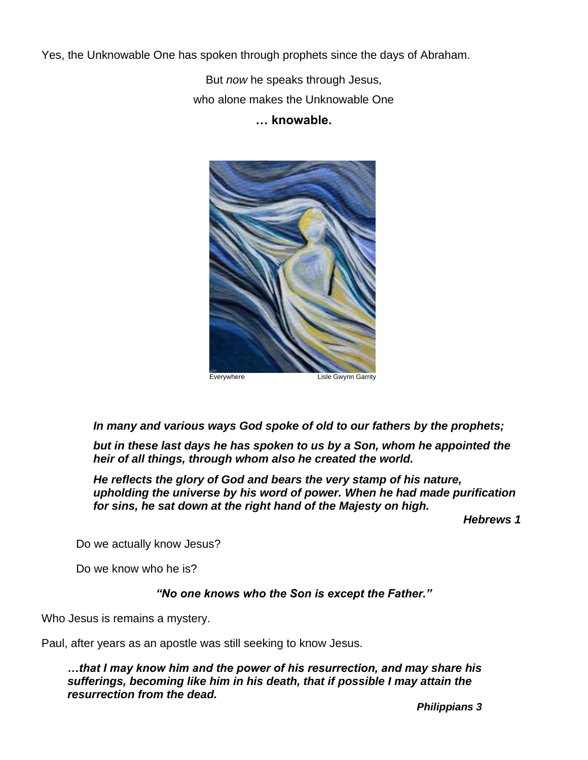Yes, the Unknowable One has spoken through prophets since the days of Abraham.

But *now* he speaks through Jesus,

who alone makes the Unknowable One

**… knowable.**

Everywhere Lisle Gwynn Garrity

***In many and various ways God spoke of old to our fathers by the prophets;***

***but in these last days he has spoken to us by a Son, whom he appointed the heir of all things, through whom also he created the world.***

***He reflects the glory of God and bears the very stamp of his nature, upholding the universe by his word of power. When he had made purification for sins, he sat down at the right hand of the Majesty on high.***

***Hebrews 1***

Do we actually know Jesus?

Do we know who he is?

***"No one knows who the Son is except the Father."***

Who Jesus is remains a mystery.

Paul, after years as an apostle was still seeking to know Jesus.

***…that I may know him and the power of his resurrection, and may share his sufferings, becoming like him in his death, that if possible I may attain the resurrection from the dead.***

***Philippians 3***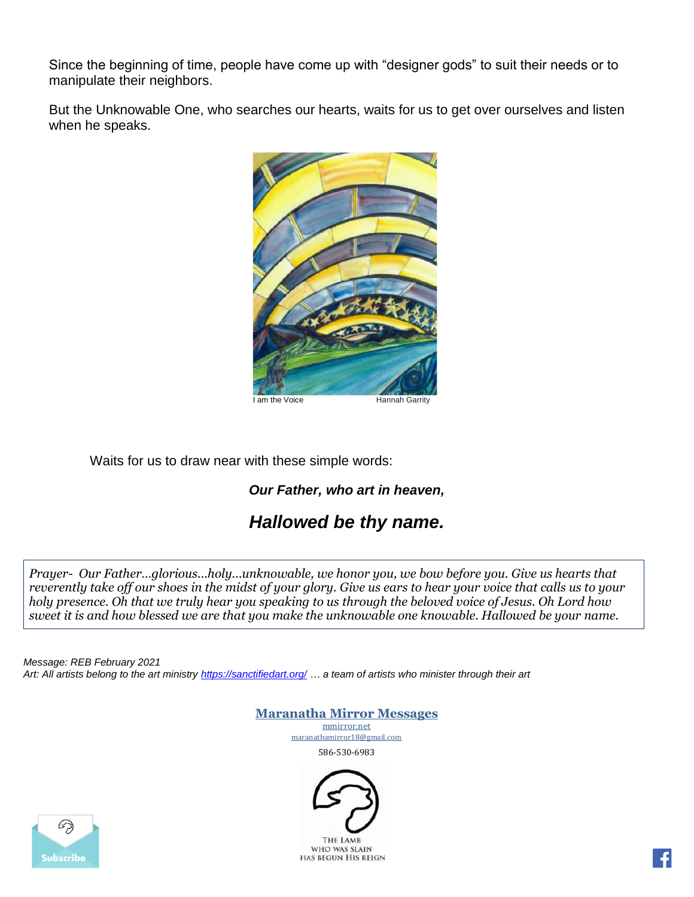Since the beginning of time, people have come up with "designer gods" to suit their needs or to manipulate their neighbors.

But the Unknowable One, who searches our hearts, waits for us to get over ourselves and listen when he speaks.

I am the Voice Hannah Garrity

Waits for us to draw near with these simple words:

***Our Father, who art in heaven,***

***Hallowed be thy name.***

*Prayer- Our Father...glorious...holy...unknowable, we honor you, we bow before you. Give us hearts that reverently take off our shoes in the midst of your glory. Give us ears to hear your voice that calls us to your holy presence. Oh that we truly hear you speaking to us through the beloved voice of Jesus. Oh Lord how sweet it is and how blessed we are that you make the unknowable one knowable. Hallowed be your name.*

*Message: REB February 2021*
*Art: All artists belong to the art ministry https://sanctifiedart.org/ … a team of artists who minister through their art*

**Maranatha Mirror Messages**
mmirror.net
maranathamirror18@gmail.com
586-530-6983

THE LAMB
WHO WAS SLAIN
HAS BEGUN HIS REIGN

Subscribe